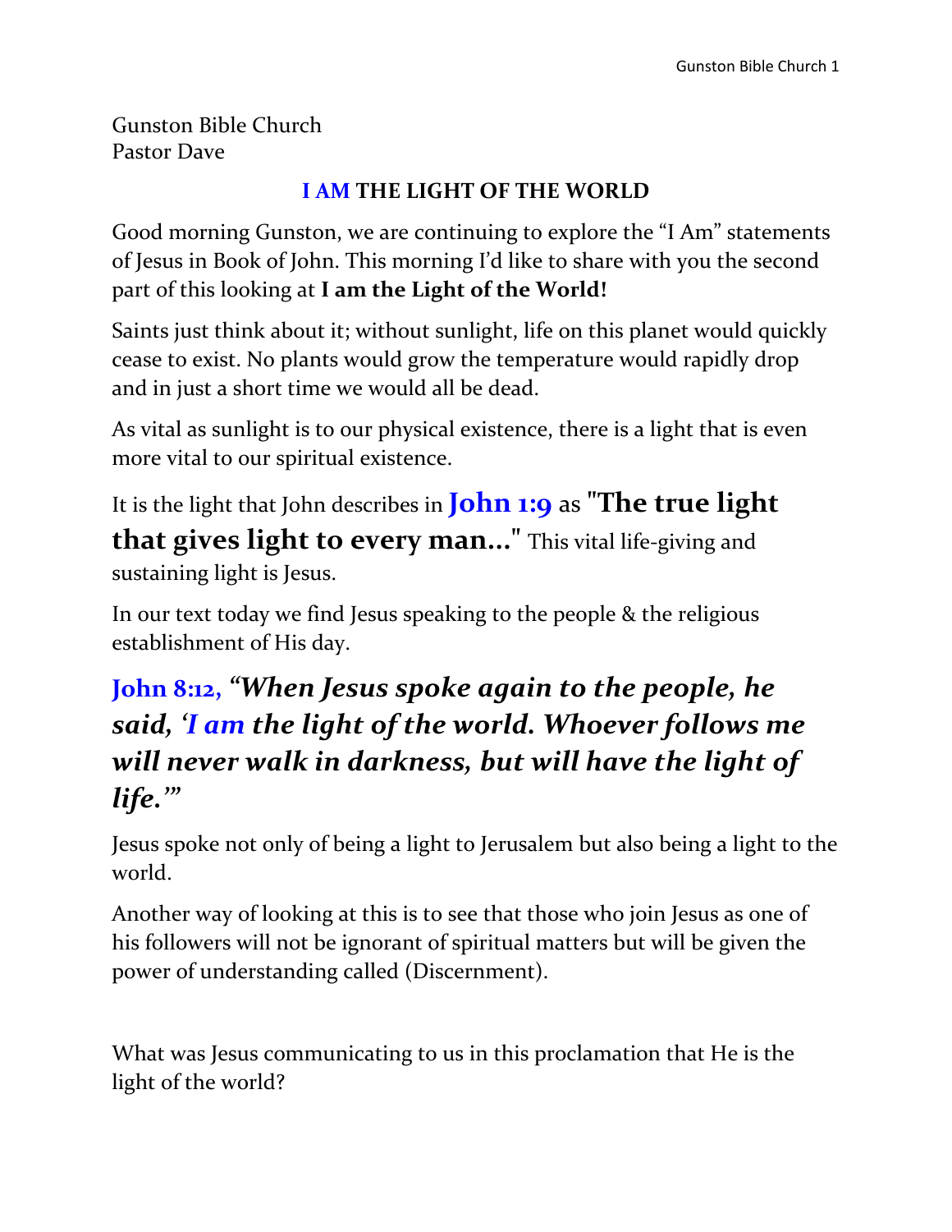Gunston Bible Church
Pastor Dave

## I AM THE LIGHT OF THE WORLD

Good morning Gunston, we are continuing to explore the "I Am" statements of Jesus in Book of John. This morning I'd like to share with you the second part of this looking at **I am the Light of the World!**

Saints just think about it; without sunlight, life on this planet would quickly cease to exist. No plants would grow the temperature would rapidly drop and in just a short time we would all be dead.

As vital as sunlight is to our physical existence, there is a light that is even more vital to our spiritual existence.

It is the light that John describes in **John 1:9** as **"The true light that gives light to every man..."** This vital life-giving and sustaining light is Jesus.

In our text today we find Jesus speaking to the people & the religious establishment of His day.

***John 8:12, "When Jesus spoke again to the people, he said, 'I am the light of the world. Whoever follows me will never walk in darkness, but will have the light of life.'"***

Jesus spoke not only of being a light to Jerusalem but also being a light to the world.

Another way of looking at this is to see that those who join Jesus as one of his followers will not be ignorant of spiritual matters but will be given the power of understanding called (Discernment).

What was Jesus communicating to us in this proclamation that He is the light of the world?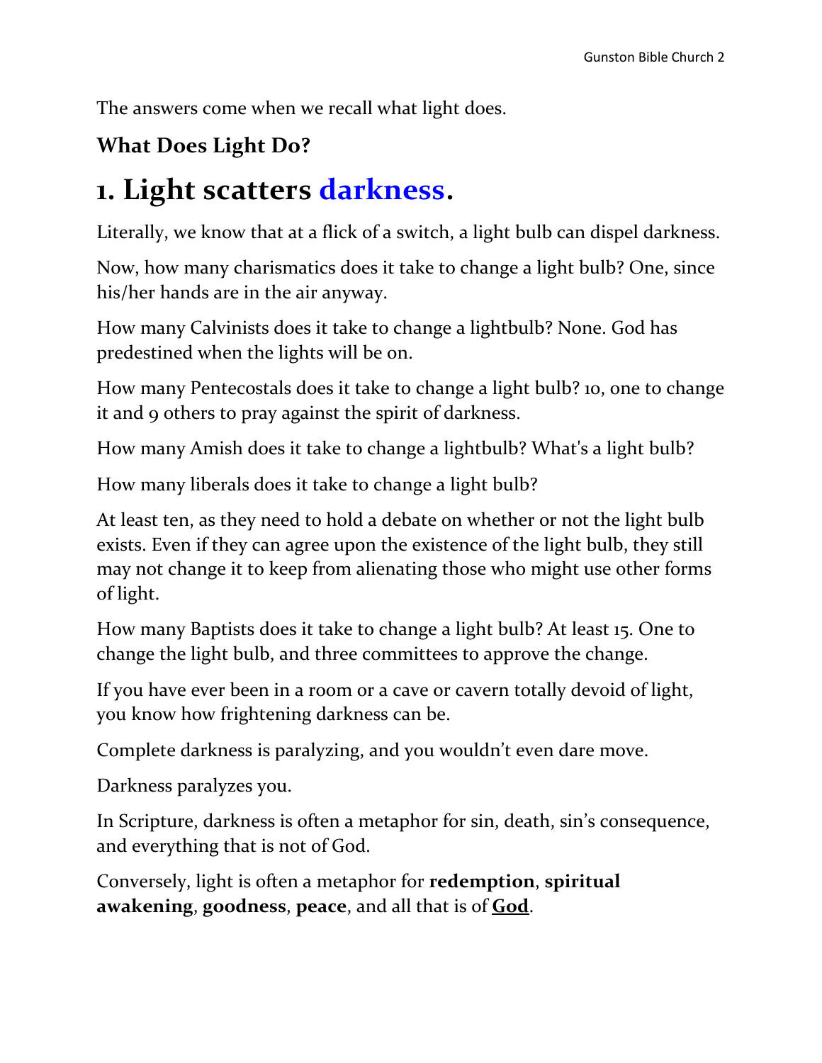The answers come when we recall what light does.

### What Does Light Do?

# 1. Light scatters darkness.

Literally, we know that at a flick of a switch, a light bulb can dispel darkness.

Now, how many charismatics does it take to change a light bulb? One, since his/her hands are in the air anyway.

How many Calvinists does it take to change a lightbulb? None. God has predestined when the lights will be on.

How many Pentecostals does it take to change a light bulb? 10, one to change it and 9 others to pray against the spirit of darkness.

How many Amish does it take to change a lightbulb? What's a light bulb?

How many liberals does it take to change a light bulb?

At least ten, as they need to hold a debate on whether or not the light bulb exists. Even if they can agree upon the existence of the light bulb, they still may not change it to keep from alienating those who might use other forms of light.

How many Baptists does it take to change a light bulb? At least 15. One to change the light bulb, and three committees to approve the change.

If you have ever been in a room or a cave or cavern totally devoid of light, you know how frightening darkness can be.

Complete darkness is paralyzing, and you wouldn't even dare move.

Darkness paralyzes you.

In Scripture, darkness is often a metaphor for sin, death, sin's consequence, and everything that is not of God.

Conversely, light is often a metaphor for **redemption**, **spiritual awakening**, **goodness**, **peace**, and all that is of **God**.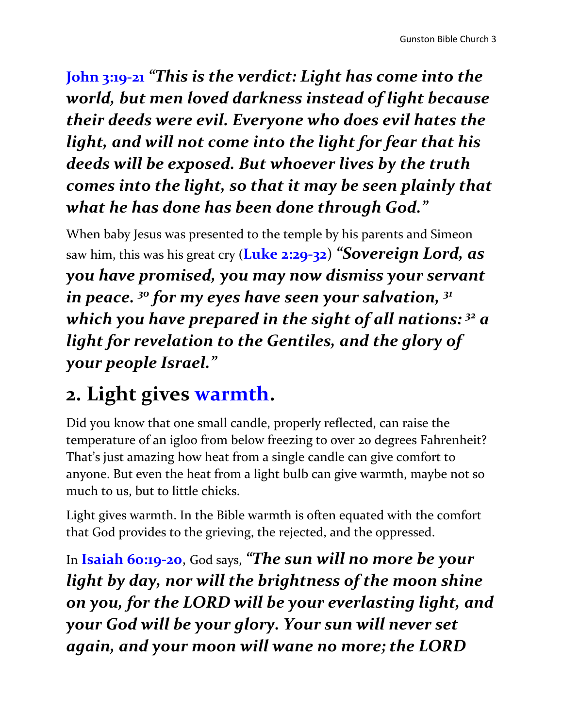**John 3:19-21** ***"This is the verdict: Light has come into the world, but men loved darkness instead of light because their deeds were evil. Everyone who does evil hates the light, and will not come into the light for fear that his deeds will be exposed. But whoever lives by the truth comes into the light, so that it may be seen plainly that what he has done has been done through God."***

When baby Jesus was presented to the temple by his parents and Simeon saw him, this was his great cry (**Luke 2:29-32**) ***"Sovereign Lord, as you have promised, you may now dismiss your servant in peace. [30] for my eyes have seen your salvation, [31] which you have prepared in the sight of all nations: [32] a light for revelation to the Gentiles, and the glory of your people Israel."***

## 2. Light gives warmth.

Did you know that one small candle, properly reflected, can raise the temperature of an igloo from below freezing to over 20 degrees Fahrenheit? That's just amazing how heat from a single candle can give comfort to anyone. But even the heat from a light bulb can give warmth, maybe not so much to us, but to little chicks.

Light gives warmth. In the Bible warmth is often equated with the comfort that God provides to the grieving, the rejected, and the oppressed.

In **Isaiah 60:19-20**, God says, ***"The sun will no more be your light by day, nor will the brightness of the moon shine on you, for the LORD will be your everlasting light, and your God will be your glory. Your sun will never set again, and your moon will wane no more; the LORD***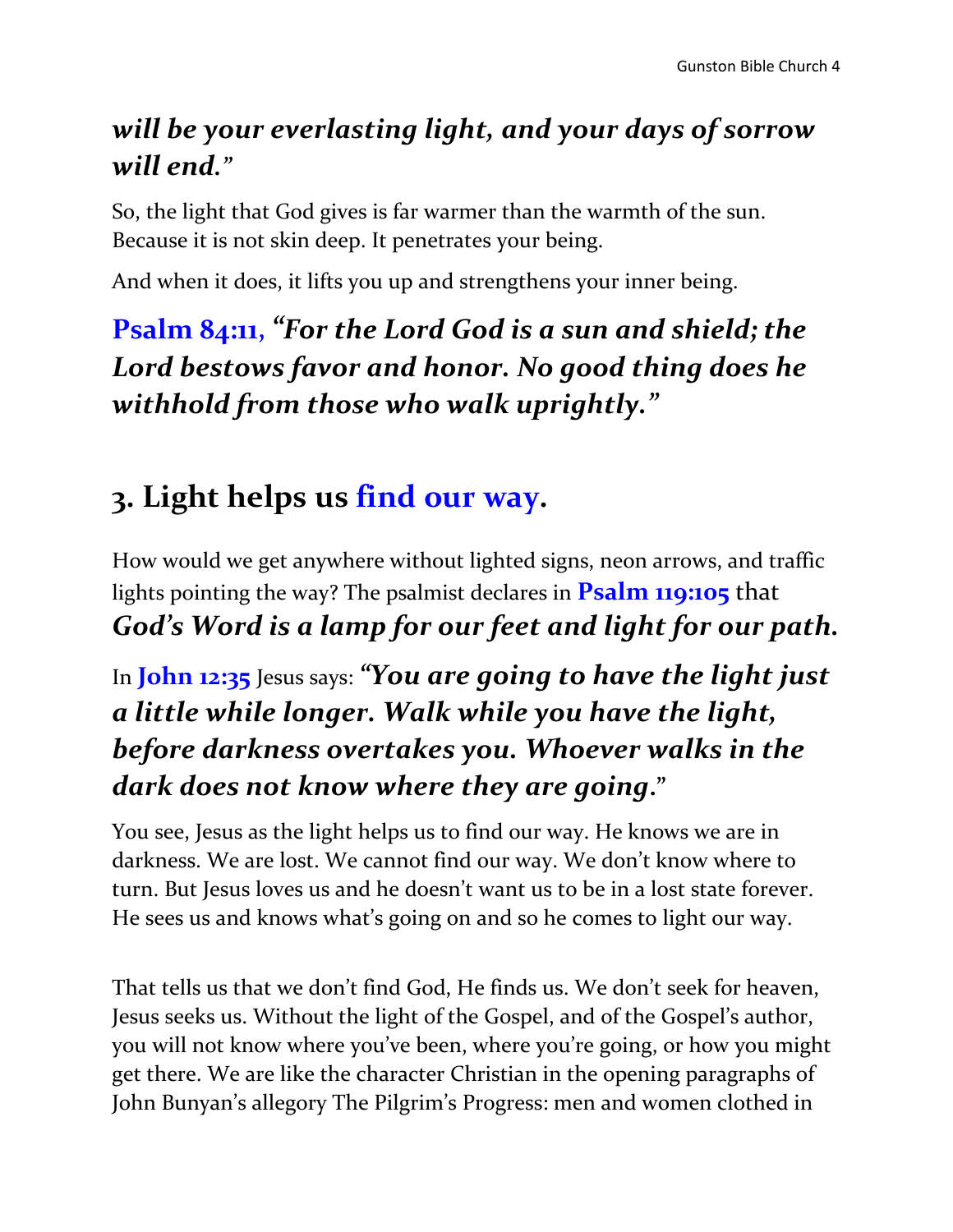***will be your everlasting light, and your days of sorrow will end."***

So, the light that God gives is far warmer than the warmth of the sun. Because it is not skin deep. It penetrates your being.

And when it does, it lifts you up and strengthens your inner being.

**Psalm 84:11, *"For the Lord God is a sun and shield; the Lord bestows favor and honor. No good thing does he withhold from those who walk uprightly."***

## 3. Light helps us find our way.

How would we get anywhere without lighted signs, neon arrows, and traffic lights pointing the way? The psalmist declares in **Psalm 119:105** that ***God's Word is a lamp for our feet and light for our path.***

In **John 12:35** Jesus says: ***"You are going to have the light just a little while longer. Walk while you have the light, before darkness overtakes you. Whoever walks in the dark does not know where they are going."***

You see, Jesus as the light helps us to find our way. He knows we are in darkness. We are lost. We cannot find our way. We don't know where to turn. But Jesus loves us and he doesn't want us to be in a lost state forever. He sees us and knows what's going on and so he comes to light our way.

That tells us that we don't find God, He finds us. We don't seek for heaven, Jesus seeks us. Without the light of the Gospel, and of the Gospel's author, you will not know where you've been, where you're going, or how you might get there. We are like the character Christian in the opening paragraphs of John Bunyan's allegory The Pilgrim's Progress: men and women clothed in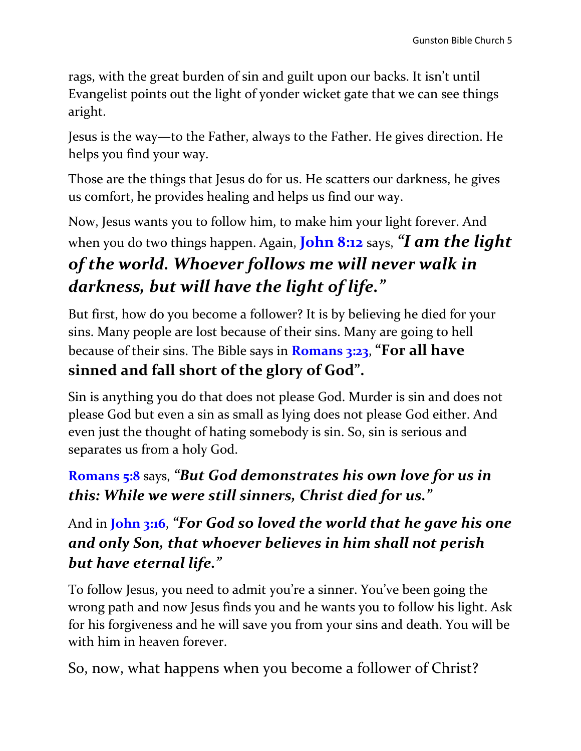rags, with the great burden of sin and guilt upon our backs. It isn't until Evangelist points out the light of yonder wicket gate that we can see things aright.

Jesus is the way—to the Father, always to the Father. He gives direction. He helps you find your way.

Those are the things that Jesus do for us. He scatters our darkness, he gives us comfort, he provides healing and helps us find our way.

Now, Jesus wants you to follow him, to make him your light forever. And when you do two things happen. Again, **John 8:12** says, ***"I am the light of the world. Whoever follows me will never walk in darkness, but will have the light of life."***

But first, how do you become a follower? It is by believing he died for your sins. Many people are lost because of their sins. Many are going to hell because of their sins. The Bible says in **Romans 3:23**, **"For all have sinned and fall short of the glory of God".**

Sin is anything you do that does not please God. Murder is sin and does not please God but even a sin as small as lying does not please God either. And even just the thought of hating somebody is sin. So, sin is serious and separates us from a holy God.

**Romans 5:8** says, ***"But God demonstrates his own love for us in this: While we were still sinners, Christ died for us."***

And in **John 3:16**, ***"For God so loved the world that he gave his one and only Son, that whoever believes in him shall not perish but have eternal life."***

To follow Jesus, you need to admit you're a sinner. You've been going the wrong path and now Jesus finds you and he wants you to follow his light. Ask for his forgiveness and he will save you from your sins and death. You will be with him in heaven forever.

So, now, what happens when you become a follower of Christ?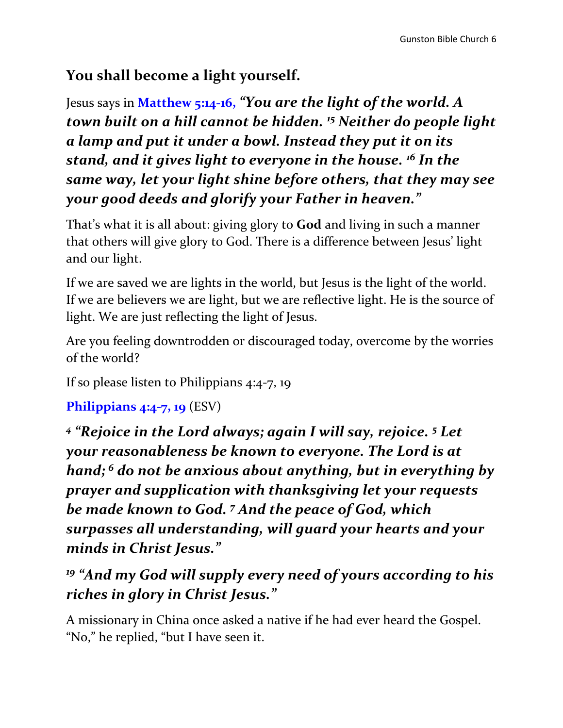## You shall become a light yourself.

Jesus says in **Matthew 5:14-16,** ***"You are the light of the world. A town built on a hill cannot be hidden. [15] Neither do people light a lamp and put it under a bowl. Instead they put it on its stand, and it gives light to everyone in the house. [16] In the same way, let your light shine before others, that they may see your good deeds and glorify your Father in heaven."***

That's what it is all about: giving glory to **God** and living in such a manner that others will give glory to God. There is a difference between Jesus' light and our light.

If we are saved we are lights in the world, but Jesus is the light of the world. If we are believers we are light, but we are reflective light. He is the source of light. We are just reflecting the light of Jesus.

Are you feeling downtrodden or discouraged today, overcome by the worries of the world?

If so please listen to Philippians 4:4-7, 19

**Philippians 4:4-7, 19** (ESV)

***[4] "Rejoice in the Lord always; again I will say, rejoice. [5] Let your reasonableness be known to everyone. The Lord is at hand; [6] do not be anxious about anything, but in everything by prayer and supplication with thanksgiving let your requests be made known to God. [7] And the peace of God, which surpasses all understanding, will guard your hearts and your minds in Christ Jesus."***

***[19] "And my God will supply every need of yours according to his riches in glory in Christ Jesus."***

A missionary in China once asked a native if he had ever heard the Gospel. "No," he replied, "but I have seen it.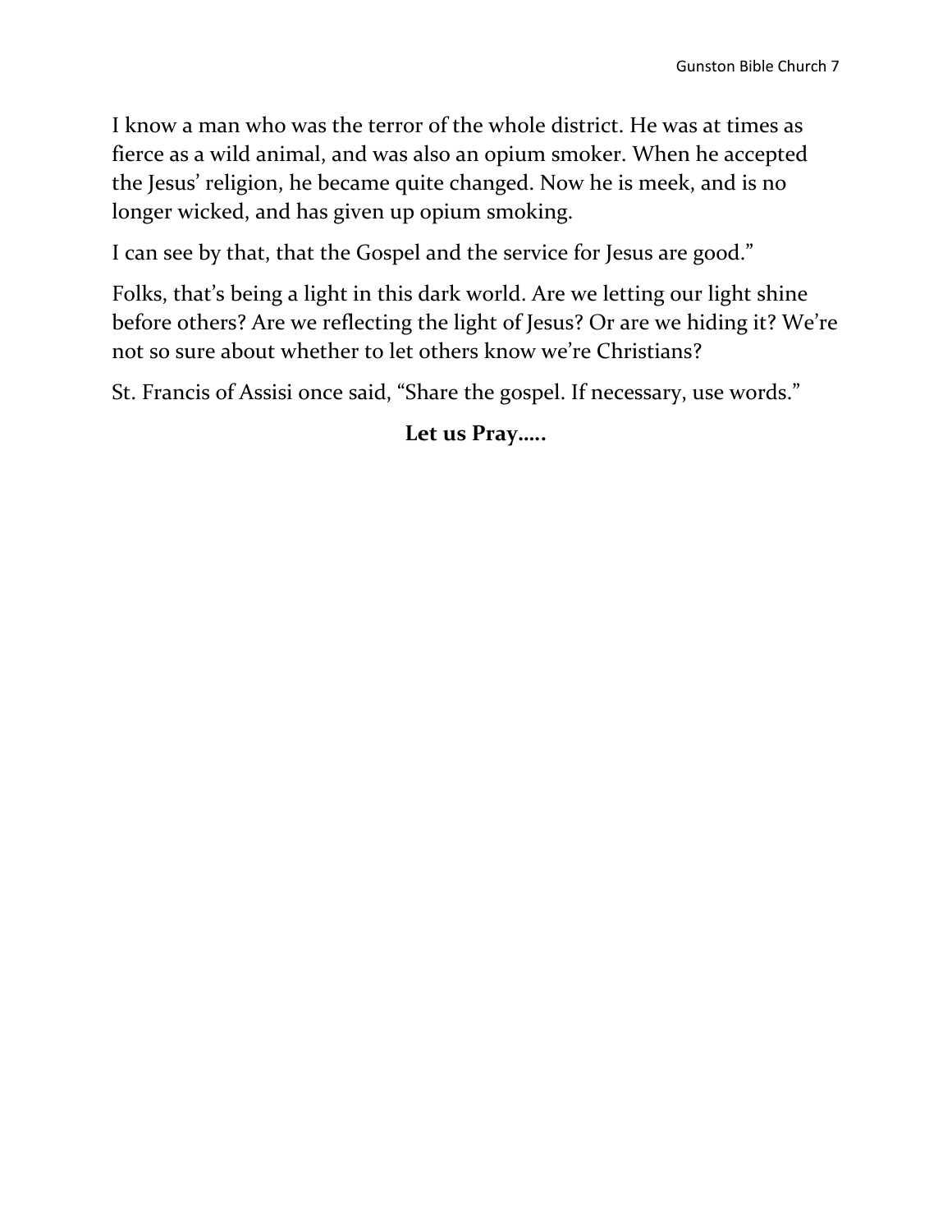I know a man who was the terror of the whole district. He was at times as fierce as a wild animal, and was also an opium smoker. When he accepted the Jesus' religion, he became quite changed. Now he is meek, and is no longer wicked, and has given up opium smoking.

I can see by that, that the Gospel and the service for Jesus are good."

Folks, that's being a light in this dark world. Are we letting our light shine before others? Are we reflecting the light of Jesus? Or are we hiding it? We're not so sure about whether to let others know we're Christians?

St. Francis of Assisi once said, "Share the gospel. If necessary, use words."

**Let us Pray…..**